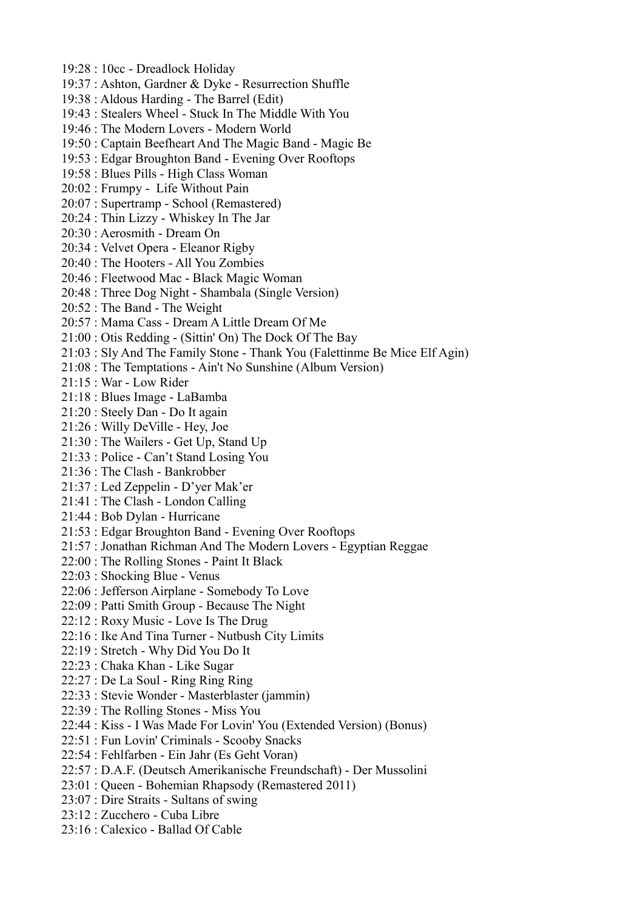19:28 : 10cc - Dreadlock Holiday
19:37 : Ashton, Gardner & Dyke - Resurrection Shuffle
19:38 : Aldous Harding - The Barrel (Edit)
19:43 : Stealers Wheel - Stuck In The Middle With You
19:46 : The Modern Lovers - Modern World
19:50 : Captain Beefheart And The Magic Band - Magic Be
19:53 : Edgar Broughton Band - Evening Over Rooftops
19:58 : Blues Pills - High Class Woman
20:02 : Frumpy - Life Without Pain
20:07 : Supertramp - School (Remastered)
20:24 : Thin Lizzy - Whiskey In The Jar
20:30 : Aerosmith - Dream On
20:34 : Velvet Opera - Eleanor Rigby
20:40 : The Hooters - All You Zombies
20:46 : Fleetwood Mac - Black Magic Woman
20:48 : Three Dog Night - Shambala (Single Version)
20:52 : The Band - The Weight
20:57 : Mama Cass - Dream A Little Dream Of Me
21:00 : Otis Redding - (Sittin' On) The Dock Of The Bay
21:03 : Sly And The Family Stone - Thank You (Falettinme Be Mice Elf Agin)
21:08 : The Temptations - Ain't No Sunshine (Album Version)
21:15 : War - Low Rider
21:18 : Blues Image - LaBamba
21:20 : Steely Dan - Do It again
21:26 : Willy DeVille - Hey, Joe
21:30 : The Wailers - Get Up, Stand Up
21:33 : Police - Can't Stand Losing You
21:36 : The Clash - Bankrobber
21:37 : Led Zeppelin - D'yer Mak'er
21:41 : The Clash - London Calling
21:44 : Bob Dylan - Hurricane
21:53 : Edgar Broughton Band - Evening Over Rooftops
21:57 : Jonathan Richman And The Modern Lovers - Egyptian Reggae
22:00 : The Rolling Stones - Paint It Black
22:03 : Shocking Blue - Venus
22:06 : Jefferson Airplane - Somebody To Love
22:09 : Patti Smith Group - Because The Night
22:12 : Roxy Music - Love Is The Drug
22:16 : Ike And Tina Turner - Nutbush City Limits
22:19 : Stretch - Why Did You Do It
22:23 : Chaka Khan - Like Sugar
22:27 : De La Soul - Ring Ring Ring
22:33 : Stevie Wonder - Masterblaster (jammin)
22:39 : The Rolling Stones - Miss You
22:44 : Kiss - I Was Made For Lovin' You (Extended Version) (Bonus)
22:51 : Fun Lovin' Criminals - Scooby Snacks
22:54 : Fehlfarben - Ein Jahr (Es Geht Voran)
22:57 : D.A.F. (Deutsch Amerikanische Freundschaft) - Der Mussolini
23:01 : Queen - Bohemian Rhapsody (Remastered 2011)
23:07 : Dire Straits - Sultans of swing
23:12 : Zucchero - Cuba Libre
23:16 : Calexico - Ballad Of Cable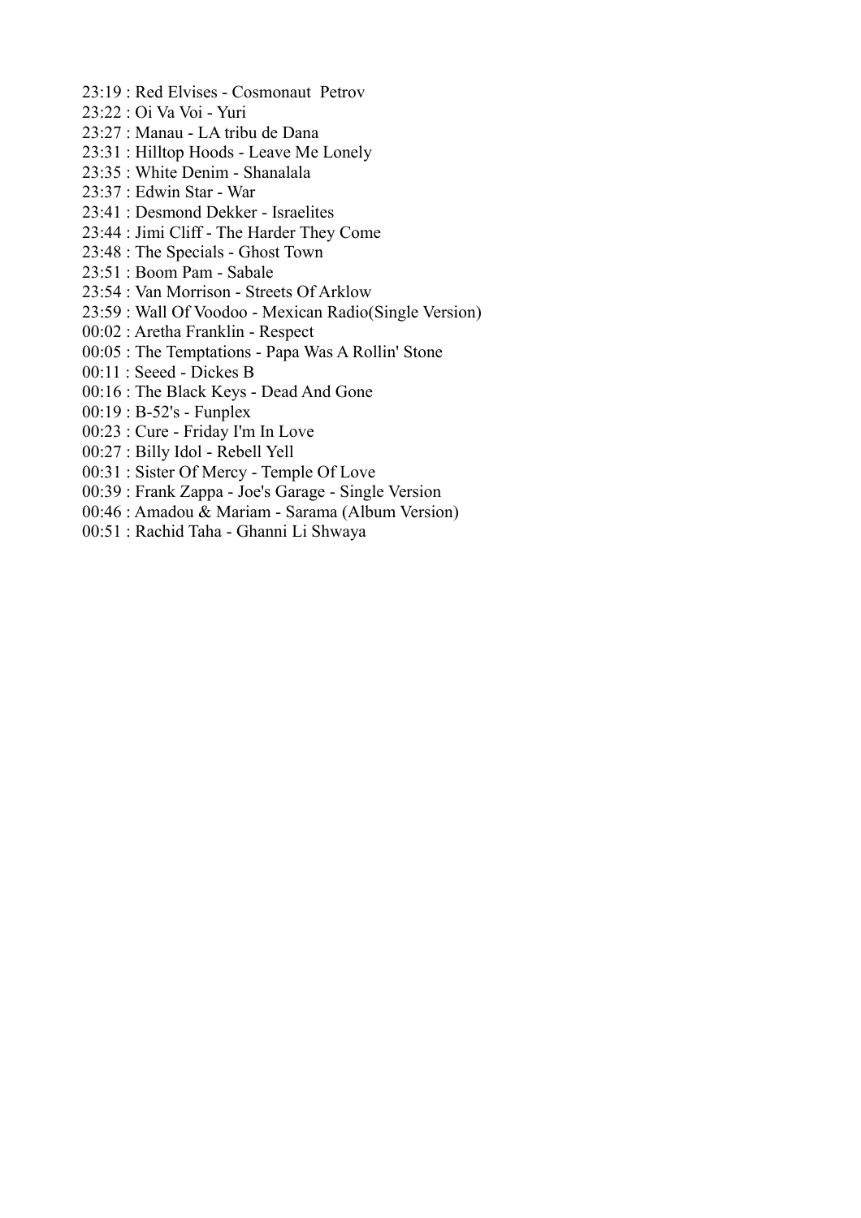23:19 : Red Elvises - Cosmonaut  Petrov
23:22 : Oi Va Voi - Yuri
23:27 : Manau - LA tribu de Dana
23:31 : Hilltop Hoods - Leave Me Lonely
23:35 : White Denim - Shanalala
23:37 : Edwin Star - War
23:41 : Desmond Dekker - Israelites
23:44 : Jimi Cliff - The Harder They Come
23:48 : The Specials - Ghost Town
23:51 : Boom Pam - Sabale
23:54 : Van Morrison - Streets Of Arklow
23:59 : Wall Of Voodoo - Mexican Radio(Single Version)
00:02 : Aretha Franklin - Respect
00:05 : The Temptations - Papa Was A Rollin' Stone
00:11 : Seeed - Dickes B
00:16 : The Black Keys - Dead And Gone
00:19 : B-52's - Funplex
00:23 : Cure - Friday I'm In Love
00:27 : Billy Idol - Rebell Yell
00:31 : Sister Of Mercy - Temple Of Love
00:39 : Frank Zappa - Joe's Garage - Single Version
00:46 : Amadou & Mariam - Sarama (Album Version)
00:51 : Rachid Taha - Ghanni Li Shwaya